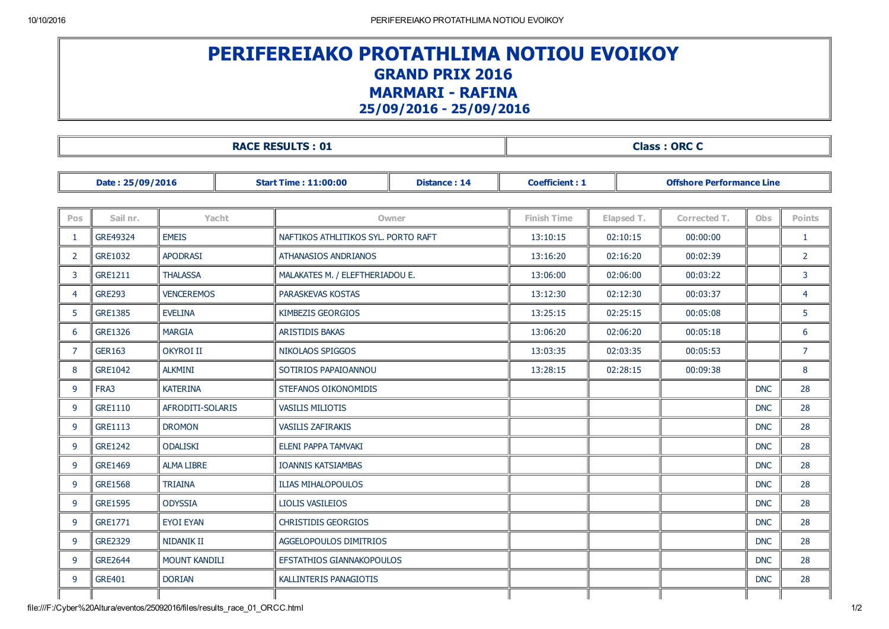# PERIFEREIAKO PROTATHLIMA NOTIOU EVOIKOY

## GRAND PRIX 2016

## MARMARI - RAFINA

## 25/09/2016 - 25/09/2016

| RACE RESULTS : 01 | Class : ORC C |
|---|---|

| Date : 25/09/2016 | Start Time : 11:00:00 | Distance : 14 | Coefficient : 1 | Offshore Performance Line |
|---|---|---|---|---|

| Pos | Sail nr. | Yacht | Owner | Finish Time | Elapsed T. | Corrected T. | Obs | Points |
|---|---|---|---|---|---|---|---|---|
| 1 | GRE49324 | EMEIS | NAFTIKOS ATHLITIKOS SYL. PORTO RAFT | 13:10:15 | 02:10:15 | 00:00:00 | | 1 |
| 2 | GRE1032 | APODRASI | ATHANASIOS ANDRIANOS | 13:16:20 | 02:16:20 | 00:02:39 | | 2 |
| 3 | GRE1211 | THALASSA | MALAKATES M. / ELEFTHERIADOU E. | 13:06:00 | 02:06:00 | 00:03:22 | | 3 |
| 4 | GRE293 | VENCEREMOS | PARASKEVAS KOSTAS | 13:12:30 | 02:12:30 | 00:03:37 | | 4 |
| 5 | GRE1385 | EVELINA | KIMBEZIS GEORGIOS | 13:25:15 | 02:25:15 | 00:05:08 | | 5 |
| 6 | GRE1326 | MARGIA | ARISTIDIS BAKAS | 13:06:20 | 02:06:20 | 00:05:18 | | 6 |
| 7 | GER163 | OKYROI II | NIKOLAOS SPIGGOS | 13:03:35 | 02:03:35 | 00:05:53 | | 7 |
| 8 | GRE1042 | ALKMINI | SOTIRIOS PAPAIOANNOU | 13:28:15 | 02:28:15 | 00:09:38 | | 8 |
| 9 | FRA3 | KATERINA | STEFANOS OIKONOMIDIS | | | | DNC | 28 |
| 9 | GRE1110 | AFRODITI-SOLARIS | VASILIS MILIOTIS | | | | DNC | 28 |
| 9 | GRE1113 | DROMON | VASILIS ZAFIRAKIS | | | | DNC | 28 |
| 9 | GRE1242 | ODALISKI | ELENI PAPPA TAMVAKI | | | | DNC | 28 |
| 9 | GRE1469 | ALMA LIBRE | IOANNIS KATSIAMBAS | | | | DNC | 28 |
| 9 | GRE1568 | TRIAINA | ILIAS MIHALOPOULOS | | | | DNC | 28 |
| 9 | GRE1595 | ODYSSIA | LIOLIS VASILEIOS | | | | DNC | 28 |
| 9 | GRE1771 | EYOI EYAN | CHRISTIDIS GEORGIOS | | | | DNC | 28 |
| 9 | GRE2329 | NIDANIK II | AGGELOPOULOS DIMITRIOS | | | | DNC | 28 |
| 9 | GRE2644 | MOUNT KANDILI | EFSTATHIOS GIANNAKOPOULOS | | | | DNC | 28 |
| 9 | GRE401 | DORIAN | KALLINTERIS PANAGIOTIS | | | | DNC | 28 |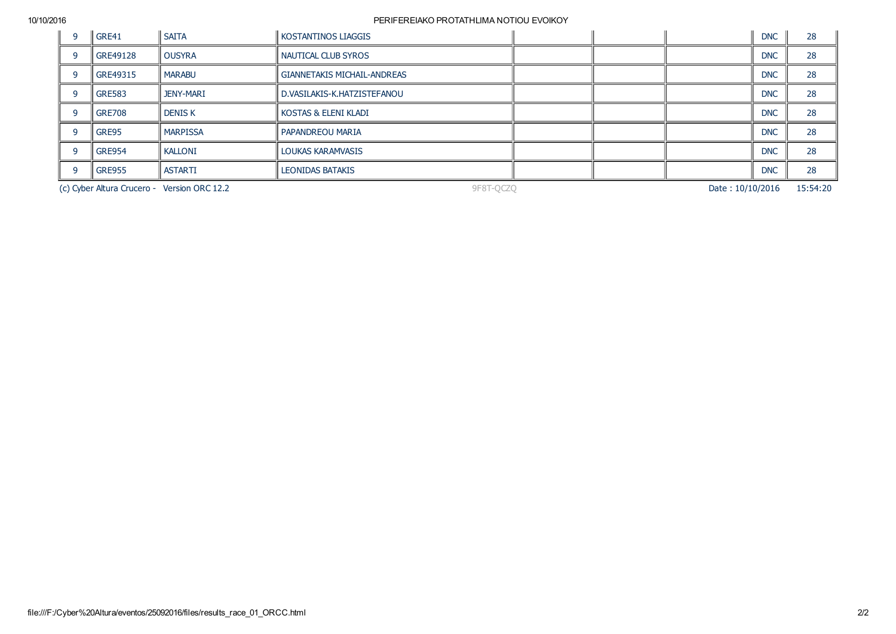| | | | | | | | | |
|---|---|---|---|---|---|---|---|---|
| 9 | GRE41 | SAITA | KOSTANTINOS LIAGGIS | | | | DNC | 28 |
| 9 | GRE49128 | OUSYRA | NAUTICAL CLUB SYROS | | | | DNC | 28 |
| 9 | GRE49315 | MARABU | GIANNETAKIS MICHAIL-ANDREAS | | | | DNC | 28 |
| 9 | GRE583 | JENY-MARI | D.VASILAKIS-K.HATZISTEFANOU | | | | DNC | 28 |
| 9 | GRE708 | DENIS K | KOSTAS & ELENI KLADI | | | | DNC | 28 |
| 9 | GRE95 | MARPISSA | PAPANDREOU MARIA | | | | DNC | 28 |
| 9 | GRE954 | KALLONI | LOUKAS KARAMVASIS | | | | DNC | 28 |
| 9 | GRE955 | ASTARTI | LEONIDAS BATAKIS | | | | DNC | 28 |

(c) Cyber Altura Crucero - Version ORC 12.2 9F8T-QCZQ Date : 10/10/2016 15:54:20